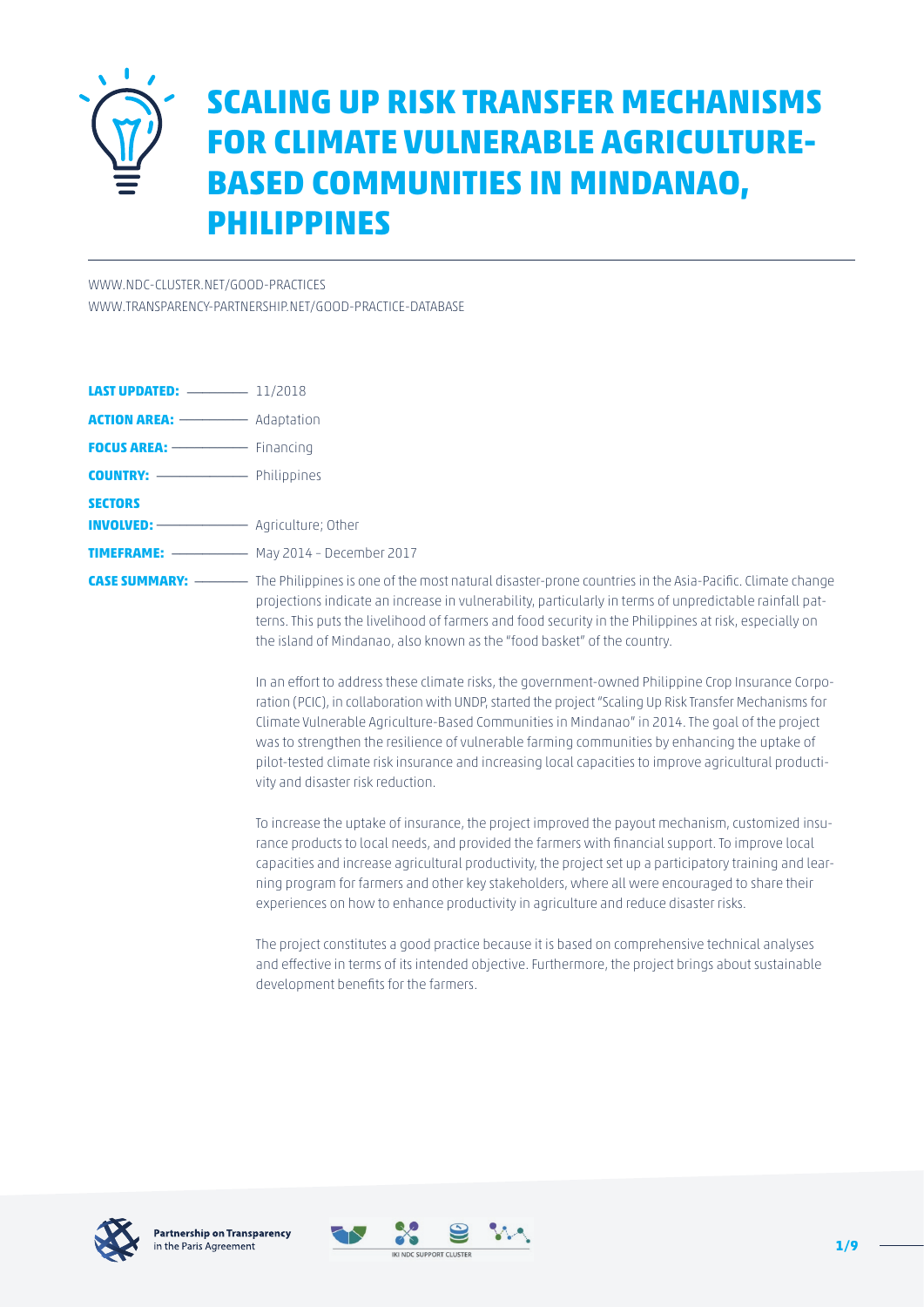# SCALING UP RISK TRANSFER MECHANISMS FOR CLIMATE VULNERABLE AGRICULTURE-BASED COMMUNITIES IN MINDANAO, PHILIPPINES

WWW.NDC-CLUSTER.NET/GOOD-PRACTICES
WWW.TRANSPARENCY-PARTNERSHIP.NET/GOOD-PRACTICE-DATABASE

**LAST UPDATED:** 11/2018

**ACTION AREA:** Adaptation

**FOCUS AREA:** Financing

**COUNTRY:** Philippines

**SECTORS INVOLVED:** Agriculture; Other

**TIMEFRAME:** May 2014 – December 2017

**CASE SUMMARY:** The Philippines is one of the most natural disaster-prone countries in the Asia-Pacific. Climate change projections indicate an increase in vulnerability, particularly in terms of unpredictable rainfall patterns. This puts the livelihood of farmers and food security in the Philippines at risk, especially on the island of Mindanao, also known as the "food basket" of the country.

In an effort to address these climate risks, the government-owned Philippine Crop Insurance Corporation (PCIC), in collaboration with UNDP, started the project "Scaling Up Risk Transfer Mechanisms for Climate Vulnerable Agriculture-Based Communities in Mindanao" in 2014. The goal of the project was to strengthen the resilience of vulnerable farming communities by enhancing the uptake of pilot-tested climate risk insurance and increasing local capacities to improve agricultural productivity and disaster risk reduction.

To increase the uptake of insurance, the project improved the payout mechanism, customized insurance products to local needs, and provided the farmers with financial support. To improve local capacities and increase agricultural productivity, the project set up a participatory training and learning program for farmers and other key stakeholders, where all were encouraged to share their experiences on how to enhance productivity in agriculture and reduce disaster risks.

The project constitutes a good practice because it is based on comprehensive technical analyses and effective in terms of its intended objective. Furthermore, the project brings about sustainable development benefits for the farmers.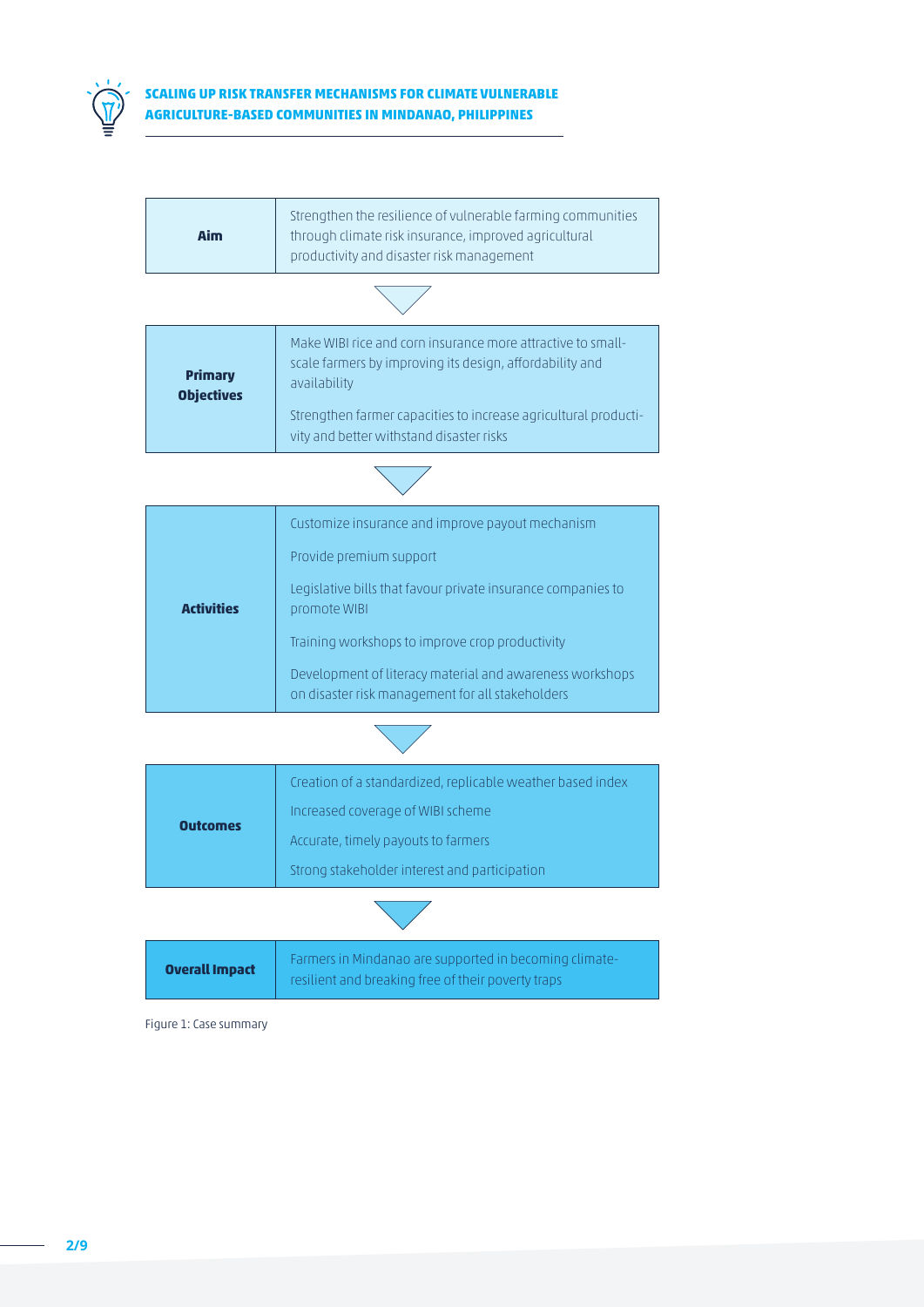| | |
|---|---|
| **Aim** | Strengthen the resilience of vulnerable farming communities through climate risk insurance, improved agricultural productivity and disaster risk management |
| **Primary Objectives** | Make WIBI rice and corn insurance more attractive to small-scale farmers by improving its design, affordability and availability<br><br>Strengthen farmer capacities to increase agricultural productivity and better withstand disaster risks |
| **Activities** | Customize insurance and improve payout mechanism<br><br>Provide premium support<br><br>Legislative bills that favour private insurance companies to promote WIBI<br><br>Training workshops to improve crop productivity<br><br>Development of literacy material and awareness workshops on disaster risk management for all stakeholders |
| **Outcomes** | Creation of a standardized, replicable weather based index<br><br>Increased coverage of WIBI scheme<br><br>Accurate, timely payouts to farmers<br><br>Strong stakeholder interest and participation |
| **Overall Impact** | Farmers in Mindanao are supported in becoming climate-resilient and breaking free of their poverty traps |

Figure 1: Case summary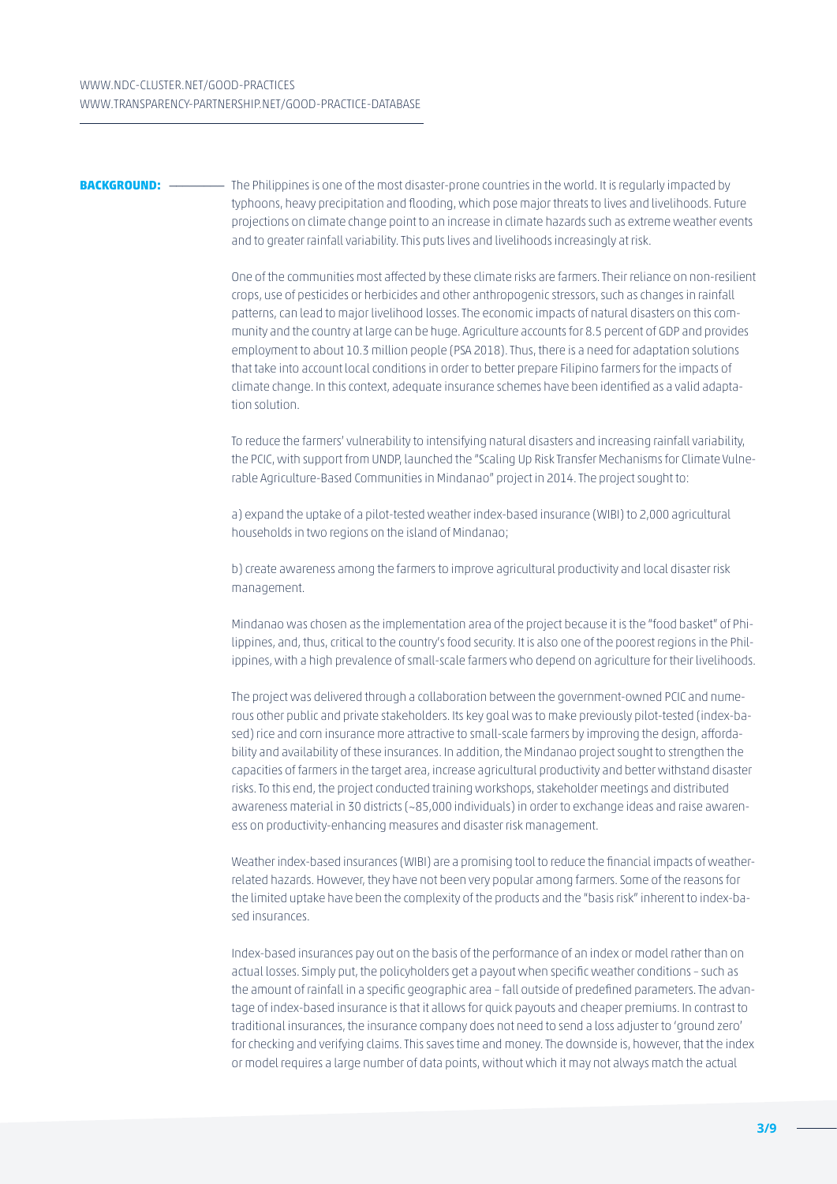**BACKGROUND:**

The Philippines is one of the most disaster-prone countries in the world. It is regularly impacted by typhoons, heavy precipitation and flooding, which pose major threats to lives and livelihoods. Future projections on climate change point to an increase in climate hazards such as extreme weather events and to greater rainfall variability. This puts lives and livelihoods increasingly at risk.

One of the communities most affected by these climate risks are farmers. Their reliance on non-resilient crops, use of pesticides or herbicides and other anthropogenic stressors, such as changes in rainfall patterns, can lead to major livelihood losses. The economic impacts of natural disasters on this community and the country at large can be huge. Agriculture accounts for 8.5 percent of GDP and provides employment to about 10.3 million people (PSA 2018). Thus, there is a need for adaptation solutions that take into account local conditions in order to better prepare Filipino farmers for the impacts of climate change. In this context, adequate insurance schemes have been identified as a valid adaptation solution.

To reduce the farmers' vulnerability to intensifying natural disasters and increasing rainfall variability, the PCIC, with support from UNDP, launched the "Scaling Up Risk Transfer Mechanisms for Climate Vulnerable Agriculture-Based Communities in Mindanao" project in 2014. The project sought to:

a) expand the uptake of a pilot-tested weather index-based insurance (WIBI) to 2,000 agricultural households in two regions on the island of Mindanao;

b) create awareness among the farmers to improve agricultural productivity and local disaster risk management.

Mindanao was chosen as the implementation area of the project because it is the "food basket" of Philippines, and, thus, critical to the country's food security. It is also one of the poorest regions in the Philippines, with a high prevalence of small-scale farmers who depend on agriculture for their livelihoods.

The project was delivered through a collaboration between the government-owned PCIC and numerous other public and private stakeholders. Its key goal was to make previously pilot-tested (index-based) rice and corn insurance more attractive to small-scale farmers by improving the design, affordability and availability of these insurances. In addition, the Mindanao project sought to strengthen the capacities of farmers in the target area, increase agricultural productivity and better withstand disaster risks. To this end, the project conducted training workshops, stakeholder meetings and distributed awareness material in 30 districts (~85,000 individuals) in order to exchange ideas and raise awareness on productivity-enhancing measures and disaster risk management.

Weather index-based insurances (WIBI) are a promising tool to reduce the financial impacts of weather-related hazards. However, they have not been very popular among farmers. Some of the reasons for the limited uptake have been the complexity of the products and the "basis risk" inherent to index-based insurances.

Index-based insurances pay out on the basis of the performance of an index or model rather than on actual losses. Simply put, the policyholders get a payout when specific weather conditions – such as the amount of rainfall in a specific geographic area – fall outside of predefined parameters. The advantage of index-based insurance is that it allows for quick payouts and cheaper premiums. In contrast to traditional insurances, the insurance company does not need to send a loss adjuster to 'ground zero' for checking and verifying claims. This saves time and money. The downside is, however, that the index or model requires a large number of data points, without which it may not always match the actual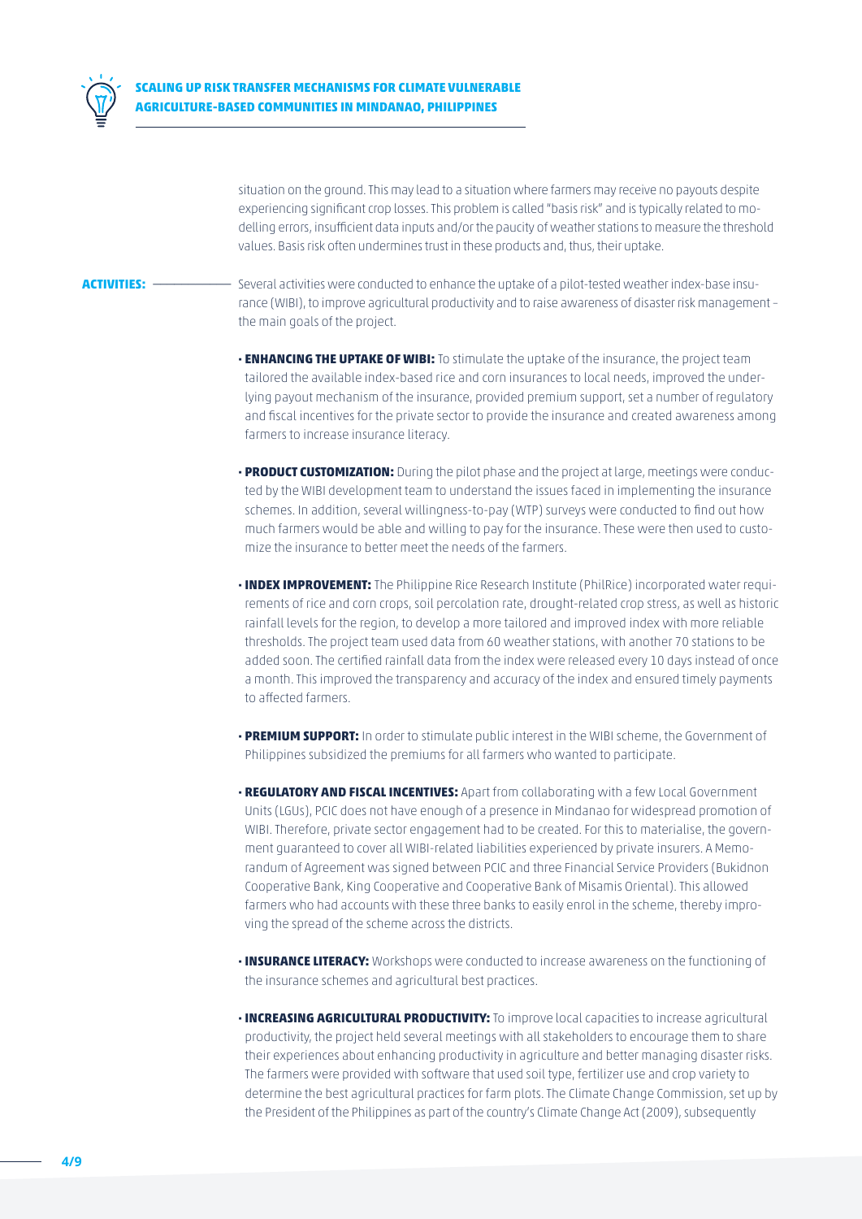situation on the ground. This may lead to a situation where farmers may receive no payouts despite experiencing significant crop losses. This problem is called "basis risk" and is typically related to modelling errors, insufficient data inputs and/or the paucity of weather stations to measure the threshold values. Basis risk often undermines trust in these products and, thus, their uptake.

**ACTIVITIES:** Several activities were conducted to enhance the uptake of a pilot-tested weather index-base insurance (WIBI), to improve agricultural productivity and to raise awareness of disaster risk management – the main goals of the project.

- **ENHANCING THE UPTAKE OF WIBI:** To stimulate the uptake of the insurance, the project team tailored the available index-based rice and corn insurances to local needs, improved the underlying payout mechanism of the insurance, provided premium support, set a number of regulatory and fiscal incentives for the private sector to provide the insurance and created awareness among farmers to increase insurance literacy.

- **PRODUCT CUSTOMIZATION:** During the pilot phase and the project at large, meetings were conducted by the WIBI development team to understand the issues faced in implementing the insurance schemes. In addition, several willingness-to-pay (WTP) surveys were conducted to find out how much farmers would be able and willing to pay for the insurance. These were then used to customize the insurance to better meet the needs of the farmers.

- **INDEX IMPROVEMENT:** The Philippine Rice Research Institute (PhilRice) incorporated water requirements of rice and corn crops, soil percolation rate, drought-related crop stress, as well as historic rainfall levels for the region, to develop a more tailored and improved index with more reliable thresholds. The project team used data from 60 weather stations, with another 70 stations to be added soon. The certified rainfall data from the index were released every 10 days instead of once a month. This improved the transparency and accuracy of the index and ensured timely payments to affected farmers.

- **PREMIUM SUPPORT:** In order to stimulate public interest in the WIBI scheme, the Government of Philippines subsidized the premiums for all farmers who wanted to participate.

- **REGULATORY AND FISCAL INCENTIVES:** Apart from collaborating with a few Local Government Units (LGUs), PCIC does not have enough of a presence in Mindanao for widespread promotion of WIBI. Therefore, private sector engagement had to be created. For this to materialise, the government guaranteed to cover all WIBI-related liabilities experienced by private insurers. A Memorandum of Agreement was signed between PCIC and three Financial Service Providers (Bukidnon Cooperative Bank, King Cooperative and Cooperative Bank of Misamis Oriental). This allowed farmers who had accounts with these three banks to easily enrol in the scheme, thereby improving the spread of the scheme across the districts.

- **INSURANCE LITERACY:** Workshops were conducted to increase awareness on the functioning of the insurance schemes and agricultural best practices.

- **INCREASING AGRICULTURAL PRODUCTIVITY:** To improve local capacities to increase agricultural productivity, the project held several meetings with all stakeholders to encourage them to share their experiences about enhancing productivity in agriculture and better managing disaster risks. The farmers were provided with software that used soil type, fertilizer use and crop variety to determine the best agricultural practices for farm plots. The Climate Change Commission, set up by the President of the Philippines as part of the country's Climate Change Act (2009), subsequently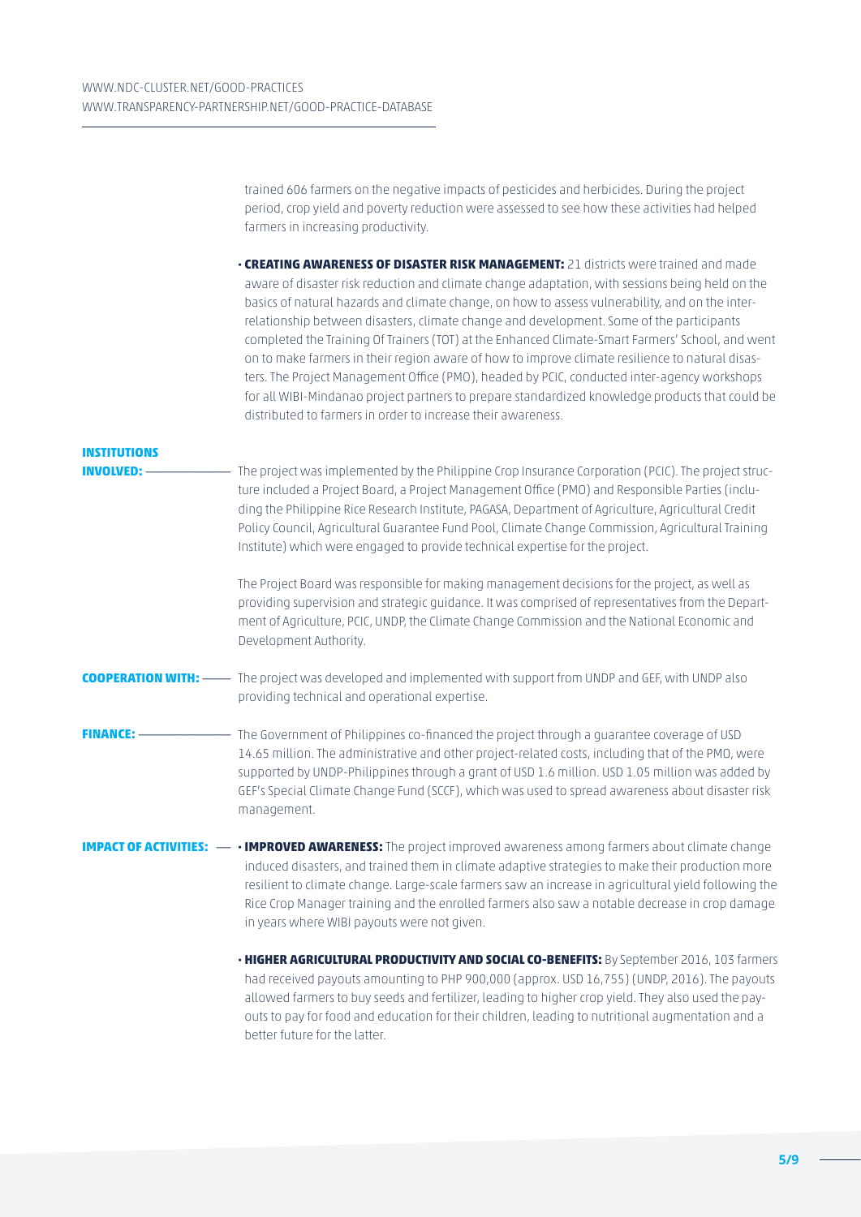trained 606 farmers on the negative impacts of pesticides and herbicides. During the project period, crop yield and poverty reduction were assessed to see how these activities had helped farmers in increasing productivity.

- **CREATING AWARENESS OF DISASTER RISK MANAGEMENT:** 21 districts were trained and made aware of disaster risk reduction and climate change adaptation, with sessions being held on the basics of natural hazards and climate change, on how to assess vulnerability, and on the inter-relationship between disasters, climate change and development. Some of the participants completed the Training Of Trainers (TOT) at the Enhanced Climate-Smart Farmers' School, and went on to make farmers in their region aware of how to improve climate resilience to natural disasters. The Project Management Office (PMO), headed by PCIC, conducted inter-agency workshops for all WIBI-Mindanao project partners to prepare standardized knowledge products that could be distributed to farmers in order to increase their awareness.

**INSTITUTIONS INVOLVED:** The project was implemented by the Philippine Crop Insurance Corporation (PCIC). The project structure included a Project Board, a Project Management Office (PMO) and Responsible Parties (including the Philippine Rice Research Institute, PAGASA, Department of Agriculture, Agricultural Credit Policy Council, Agricultural Guarantee Fund Pool, Climate Change Commission, Agricultural Training Institute) which were engaged to provide technical expertise for the project.

The Project Board was responsible for making management decisions for the project, as well as providing supervision and strategic guidance. It was comprised of representatives from the Department of Agriculture, PCIC, UNDP, the Climate Change Commission and the National Economic and Development Authority.

**COOPERATION WITH:** The project was developed and implemented with support from UNDP and GEF, with UNDP also providing technical and operational expertise.

**FINANCE:** The Government of Philippines co-financed the project through a guarantee coverage of USD 14.65 million. The administrative and other project-related costs, including that of the PMO, were supported by UNDP-Philippines through a grant of USD 1.6 million. USD 1.05 million was added by GEF's Special Climate Change Fund (SCCF), which was used to spread awareness about disaster risk management.

**IMPACT OF ACTIVITIES:**

- **IMPROVED AWARENESS:** The project improved awareness among farmers about climate change induced disasters, and trained them in climate adaptive strategies to make their production more resilient to climate change. Large-scale farmers saw an increase in agricultural yield following the Rice Crop Manager training and the enrolled farmers also saw a notable decrease in crop damage in years where WIBI payouts were not given.

- **HIGHER AGRICULTURAL PRODUCTIVITY AND SOCIAL CO-BENEFITS:** By September 2016, 103 farmers had received payouts amounting to PHP 900,000 (approx. USD 16,755) (UNDP, 2016). The payouts allowed farmers to buy seeds and fertilizer, leading to higher crop yield. They also used the payouts to pay for food and education for their children, leading to nutritional augmentation and a better future for the latter.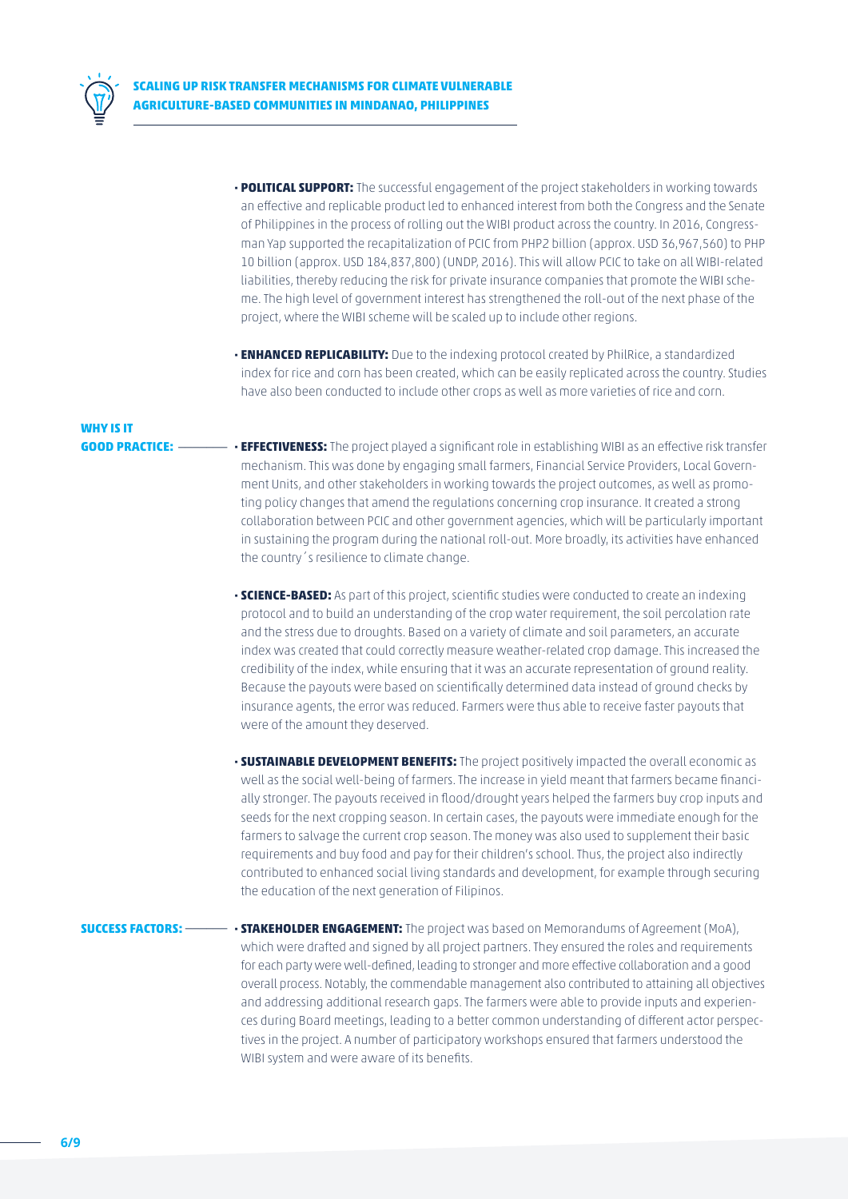- **POLITICAL SUPPORT:** The successful engagement of the project stakeholders in working towards an effective and replicable product led to enhanced interest from both the Congress and the Senate of Philippines in the process of rolling out the WIBI product across the country. In 2016, Congressman Yap supported the recapitalization of PCIC from PHP2 billion (approx. USD 36,967,560) to PHP 10 billion (approx. USD 184,837,800) (UNDP, 2016). This will allow PCIC to take on all WIBI-related liabilities, thereby reducing the risk for private insurance companies that promote the WIBI scheme. The high level of government interest has strengthened the roll-out of the next phase of the project, where the WIBI scheme will be scaled up to include other regions.
- **ENHANCED REPLICABILITY:** Due to the indexing protocol created by PhilRice, a standardized index for rice and corn has been created, which can be easily replicated across the country. Studies have also been conducted to include other crops as well as more varieties of rice and corn.

## WHY IS IT GOOD PRACTICE:

- **EFFECTIVENESS:** The project played a significant role in establishing WIBI as an effective risk transfer mechanism. This was done by engaging small farmers, Financial Service Providers, Local Government Units, and other stakeholders in working towards the project outcomes, as well as promoting policy changes that amend the regulations concerning crop insurance. It created a strong collaboration between PCIC and other government agencies, which will be particularly important in sustaining the program during the national roll-out. More broadly, its activities have enhanced the country´s resilience to climate change.
- **SCIENCE-BASED:** As part of this project, scientific studies were conducted to create an indexing protocol and to build an understanding of the crop water requirement, the soil percolation rate and the stress due to droughts. Based on a variety of climate and soil parameters, an accurate index was created that could correctly measure weather-related crop damage. This increased the credibility of the index, while ensuring that it was an accurate representation of ground reality. Because the payouts were based on scientifically determined data instead of ground checks by insurance agents, the error was reduced. Farmers were thus able to receive faster payouts that were of the amount they deserved.
- **SUSTAINABLE DEVELOPMENT BENEFITS:** The project positively impacted the overall economic as well as the social well-being of farmers. The increase in yield meant that farmers became financially stronger. The payouts received in flood/drought years helped the farmers buy crop inputs and seeds for the next cropping season. In certain cases, the payouts were immediate enough for the farmers to salvage the current crop season. The money was also used to supplement their basic requirements and buy food and pay for their children's school. Thus, the project also indirectly contributed to enhanced social living standards and development, for example through securing the education of the next generation of Filipinos.

## SUCCESS FACTORS:

- **STAKEHOLDER ENGAGEMENT:** The project was based on Memorandums of Agreement (MoA), which were drafted and signed by all project partners. They ensured the roles and requirements for each party were well-defined, leading to stronger and more effective collaboration and a good overall process. Notably, the commendable management also contributed to attaining all objectives and addressing additional research gaps. The farmers were able to provide inputs and experiences during Board meetings, leading to a better common understanding of different actor perspectives in the project. A number of participatory workshops ensured that farmers understood the WIBI system and were aware of its benefits.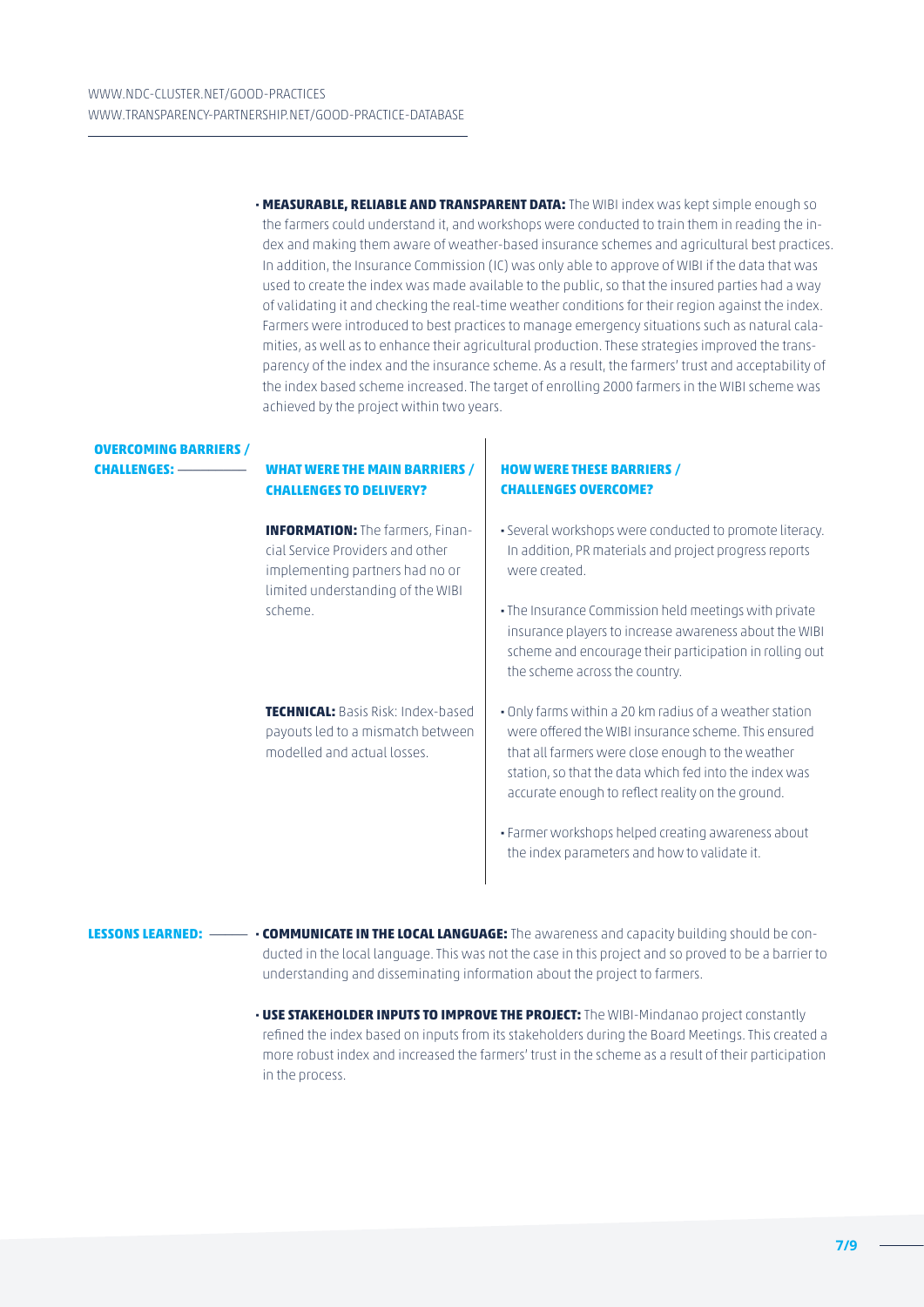- **MEASURABLE, RELIABLE AND TRANSPARENT DATA:** The WIBI index was kept simple enough so the farmers could understand it, and workshops were conducted to train them in reading the index and making them aware of weather-based insurance schemes and agricultural best practices. In addition, the Insurance Commission (IC) was only able to approve of WIBI if the data that was used to create the index was made available to the public, so that the insured parties had a way of validating it and checking the real-time weather conditions for their region against the index. Farmers were introduced to best practices to manage emergency situations such as natural calamities, as well as to enhance their agricultural production. These strategies improved the transparency of the index and the insurance scheme. As a result, the farmers' trust and acceptability of the index based scheme increased. The target of enrolling 2000 farmers in the WIBI scheme was achieved by the project within two years.

## OVERCOMING BARRIERS / CHALLENGES:

| WHAT WERE THE MAIN BARRIERS / CHALLENGES TO DELIVERY? | HOW WERE THESE BARRIERS / CHALLENGES OVERCOME? |
|---|---|
| **INFORMATION:** The farmers, Financial Service Providers and other implementing partners had no or limited understanding of the WIBI scheme. | • Several workshops were conducted to promote literacy. In addition, PR materials and project progress reports were created.<br>• The Insurance Commission held meetings with private insurance players to increase awareness about the WIBI scheme and encourage their participation in rolling out the scheme across the country. |
| **TECHNICAL:** Basis Risk: Index-based payouts led to a mismatch between modelled and actual losses. | • Only farms within a 20 km radius of a weather station were offered the WIBI insurance scheme. This ensured that all farmers were close enough to the weather station, so that the data which fed into the index was accurate enough to reflect reality on the ground.<br>• Farmer workshops helped creating awareness about the index parameters and how to validate it. |

## LESSONS LEARNED:

- **COMMUNICATE IN THE LOCAL LANGUAGE:** The awareness and capacity building should be conducted in the local language. This was not the case in this project and so proved to be a barrier to understanding and disseminating information about the project to farmers.

- **USE STAKEHOLDER INPUTS TO IMPROVE THE PROJECT:** The WIBI-Mindanao project constantly refined the index based on inputs from its stakeholders during the Board Meetings. This created a more robust index and increased the farmers' trust in the scheme as a result of their participation in the process.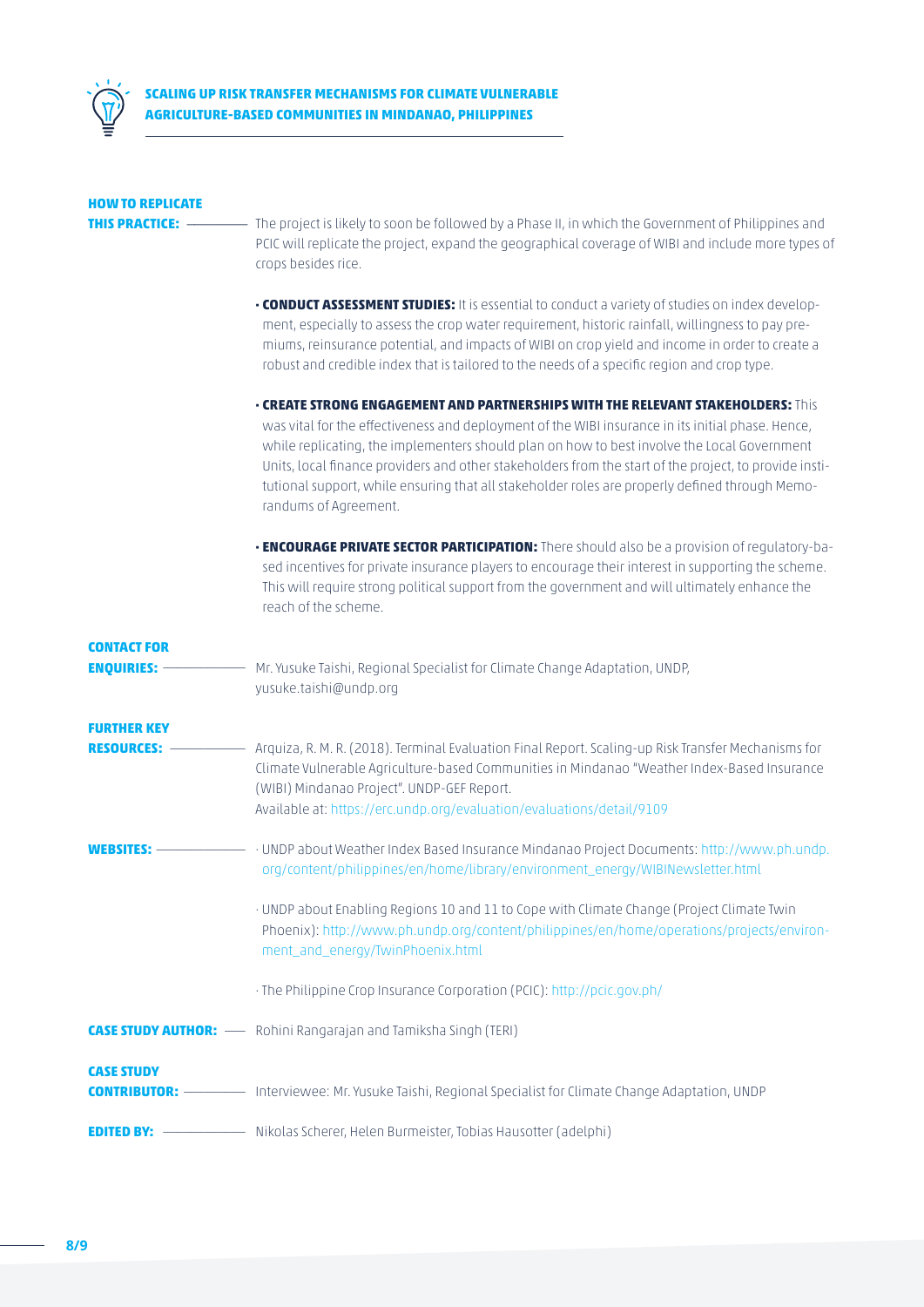**SCALING UP RISK TRANSFER MECHANISMS FOR CLIMATE VULNERABLE AGRICULTURE-BASED COMMUNITIES IN MINDANAO, PHILIPPINES**

**HOW TO REPLICATE THIS PRACTICE:**

The project is likely to soon be followed by a Phase II, in which the Government of Philippines and PCIC will replicate the project, expand the geographical coverage of WIBI and include more types of crops besides rice.

- **CONDUCT ASSESSMENT STUDIES:** It is essential to conduct a variety of studies on index development, especially to assess the crop water requirement, historic rainfall, willingness to pay premiums, reinsurance potential, and impacts of WIBI on crop yield and income in order to create a robust and credible index that is tailored to the needs of a specific region and crop type.
- **CREATE STRONG ENGAGEMENT AND PARTNERSHIPS WITH THE RELEVANT STAKEHOLDERS:** This was vital for the effectiveness and deployment of the WIBI insurance in its initial phase. Hence, while replicating, the implementers should plan on how to best involve the Local Government Units, local finance providers and other stakeholders from the start of the project, to provide institutional support, while ensuring that all stakeholder roles are properly defined through Memorandums of Agreement.
- **ENCOURAGE PRIVATE SECTOR PARTICIPATION:** There should also be a provision of regulatory-based incentives for private insurance players to encourage their interest in supporting the scheme. This will require strong political support from the government and will ultimately enhance the reach of the scheme.

**CONTACT FOR ENQUIRIES:**

Mr. Yusuke Taishi, Regional Specialist for Climate Change Adaptation, UNDP, yusuke.taishi@undp.org

**FURTHER KEY RESOURCES:**

Arquiza, R. M. R. (2018). Terminal Evaluation Final Report. Scaling-up Risk Transfer Mechanisms for Climate Vulnerable Agriculture-based Communities in Mindanao "Weather Index-Based Insurance (WIBI) Mindanao Project". UNDP-GEF Report.
Available at: https://erc.undp.org/evaluation/evaluations/detail/9109

**WEBSITES:**

- UNDP about Weather Index Based Insurance Mindanao Project Documents: http://www.ph.undp.org/content/philippines/en/home/library/environment_energy/WIBINewsletter.html
- UNDP about Enabling Regions 10 and 11 to Cope with Climate Change (Project Climate Twin Phoenix): http://www.ph.undp.org/content/philippines/en/home/operations/projects/environment_and_energy/TwinPhoenix.html
- The Philippine Crop Insurance Corporation (PCIC): http://pcic.gov.ph/

**CASE STUDY AUTHOR:** Rohini Rangarajan and Tamiksha Singh (TERI)

**CASE STUDY CONTRIBUTOR:** Interviewee: Mr. Yusuke Taishi, Regional Specialist for Climate Change Adaptation, UNDP

**EDITED BY:** Nikolas Scherer, Helen Burmeister, Tobias Hausotter (adelphi)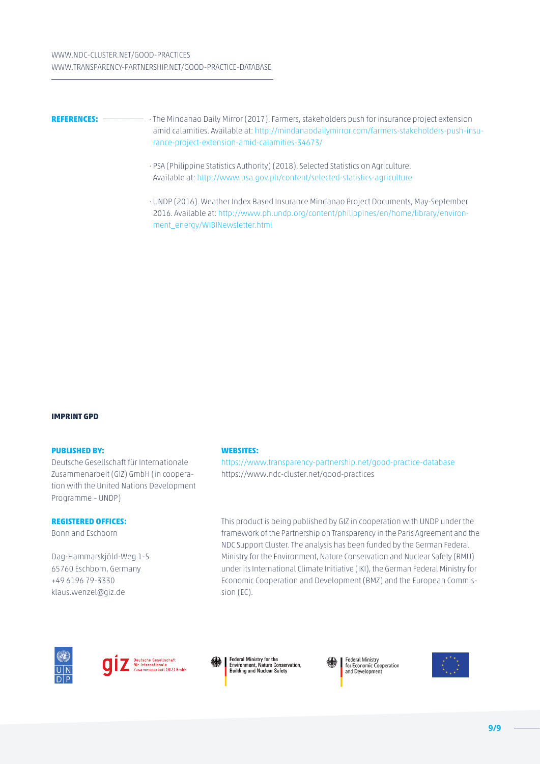WWW.NDC-CLUSTER.NET/GOOD-PRACTICES
WWW.TRANSPARENCY-PARTNERSHIP.NET/GOOD-PRACTICE-DATABASE

**REFERENCES:**

- The Mindanao Daily Mirror (2017). Farmers, stakeholders push for insurance project extension amid calamities. Available at: http://mindanaodailymirror.com/farmers-stakeholders-push-insurance-project-extension-amid-calamities-34673/
- PSA (Philippine Statistics Authority) (2018). Selected Statistics on Agriculture. Available at: http://www.psa.gov.ph/content/selected-statistics-agriculture
- UNDP (2016). Weather Index Based Insurance Mindanao Project Documents, May-September 2016. Available at: http://www.ph.undp.org/content/philippines/en/home/library/environment_energy/WIBINewsletter.html

**IMPRINT GPD**

**PUBLISHED BY:**
Deutsche Gesellschaft für Internationale Zusammenarbeit (GIZ) GmbH (in cooperation with the United Nations Development Programme – UNDP)

**REGISTERED OFFICES:**
Bonn and Eschborn

Dag-Hammarskjöld-Weg 1-5
65760 Eschborn, Germany
+49 6196 79-3330
klaus.wenzel@giz.de

**WEBSITES:**
https://www.transparency-partnership.net/good-practice-database
https://www.ndc-cluster.net/good-practices

This product is being published by GIZ in cooperation with UNDP under the framework of the Partnership on Transparency in the Paris Agreement and the NDC Support Cluster. The analysis has been funded by the German Federal Ministry for the Environment, Nature Conservation and Nuclear Safety (BMU) under its International Climate Initiative (IKI), the German Federal Ministry for Economic Cooperation and Development (BMZ) and the European Commission (EC).

UNDP

giz Deutsche Gesellschaft für Internationale Zusammenarbeit (GIZ) GmbH

Federal Ministry for the Environment, Nature Conservation, Building and Nuclear Safety

Federal Ministry for Economic Cooperation and Development